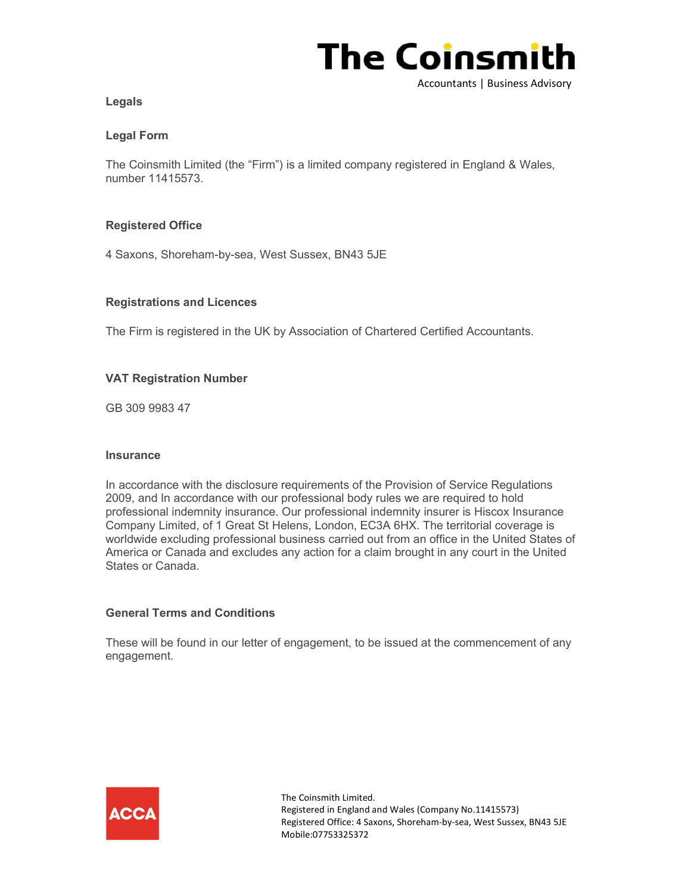# Legals

## Legal Form

The Coinsmith Limited (the "Firm") is a limited company registered in England & Wales, number 11415573.

## Registered Office

4 Saxons, Shoreham-by-sea, West Sussex, BN43 5JE

## Registrations and Licences

The Firm is registered in the UK by Association of Chartered Certified Accountants.

## VAT Registration Number

GB 309 9983 47

## Insurance

In accordance with the disclosure requirements of the Provision of Service Regulations 2009, and In accordance with our professional body rules we are required to hold professional indemnity insurance. Our professional indemnity insurer is Hiscox Insurance Company Limited, of 1 Great St Helens, London, EC3A 6HX. The territorial coverage is worldwide excluding professional business carried out from an office in the United States of America or Canada and excludes any action for a claim brought in any court in the United States or Canada.

## General Terms and Conditions

These will be found in our letter of engagement, to be issued at the commencement of any engagement.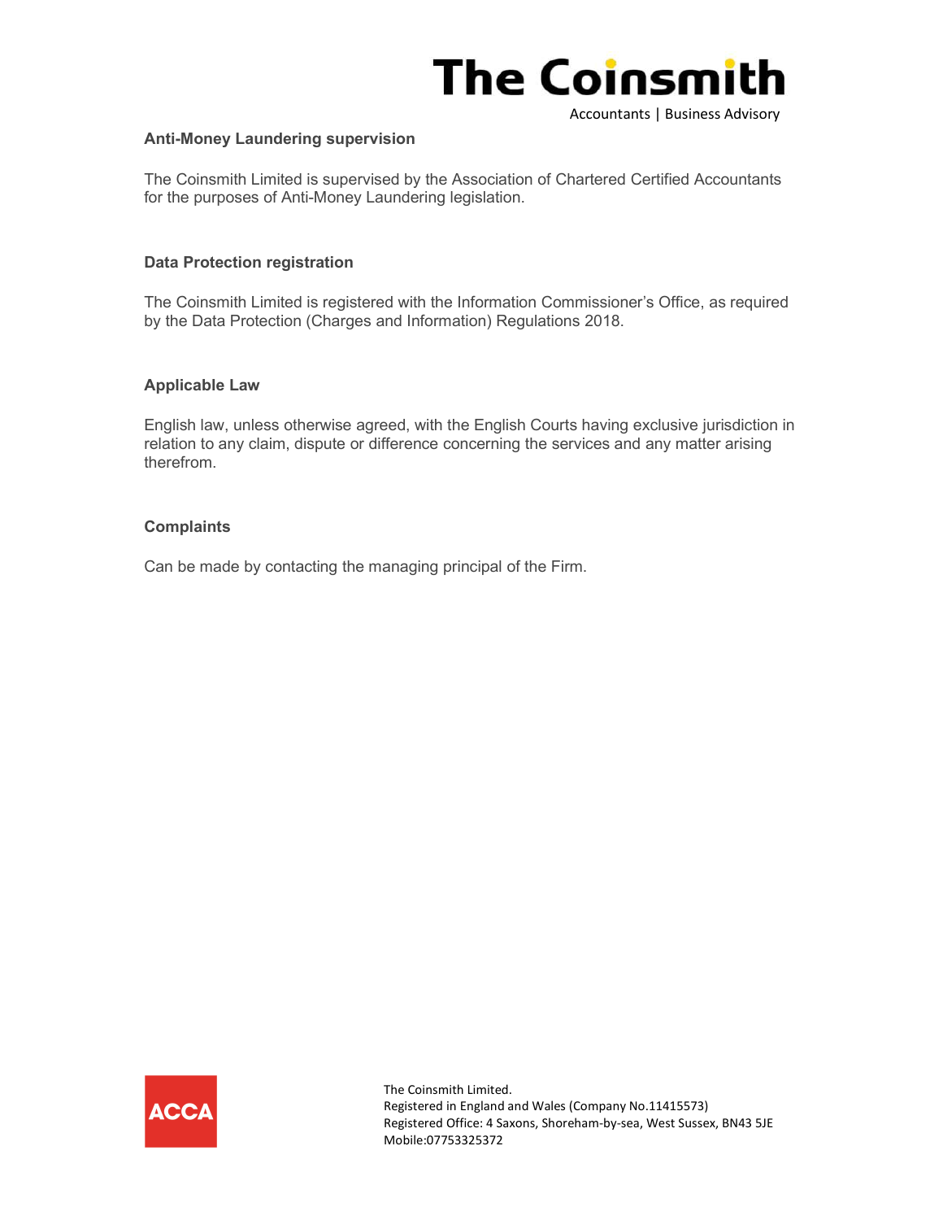**Anti-Money Laundering supervision**

The Coinsmith Limited is supervised by the Association of Chartered Certified Accountants for the purposes of Anti-Money Laundering legislation.

**Data Protection registration**

The Coinsmith Limited is registered with the Information Commissioner's Office, as required by the Data Protection (Charges and Information) Regulations 2018.

**Applicable Law**

English law, unless otherwise agreed, with the English Courts having exclusive jurisdiction in relation to any claim, dispute or difference concerning the services and any matter arising therefrom.

**Complaints**

Can be made by contacting the managing principal of the Firm.